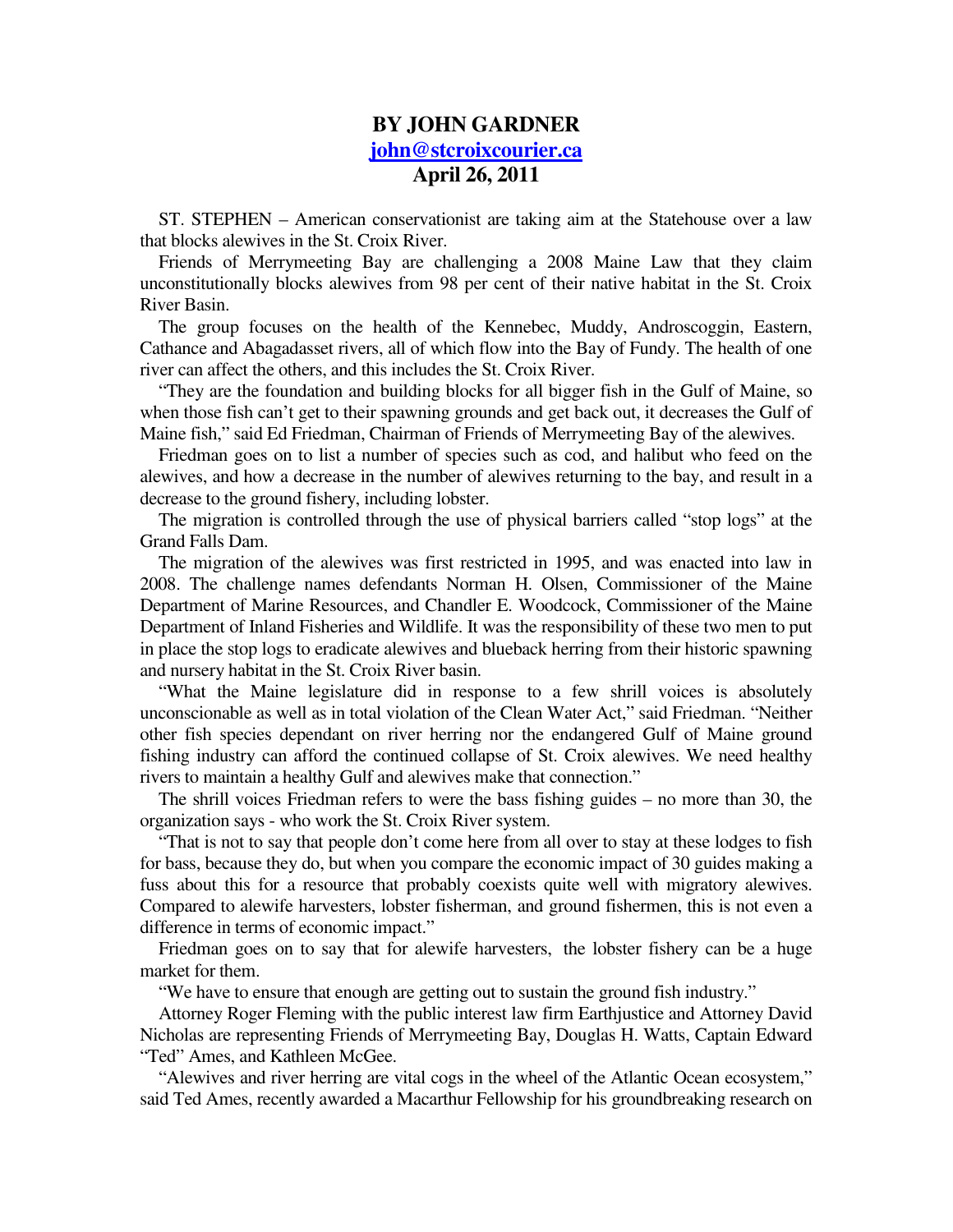**BY JOHN GARDNER**
**john@stcroixcourier.ca**
**April 26, 2011**

ST. STEPHEN – American conservationist are taking aim at the Statehouse over a law that blocks alewives in the St. Croix River.

Friends of Merrymeeting Bay are challenging a 2008 Maine Law that they claim unconstitutionally blocks alewives from 98 per cent of their native habitat in the St. Croix River Basin.

The group focuses on the health of the Kennebec, Muddy, Androscoggin, Eastern, Cathance and Abagadasset rivers, all of which flow into the Bay of Fundy. The health of one river can affect the others, and this includes the St. Croix River.

"They are the foundation and building blocks for all bigger fish in the Gulf of Maine, so when those fish can't get to their spawning grounds and get back out, it decreases the Gulf of Maine fish," said Ed Friedman, Chairman of Friends of Merrymeeting Bay of the alewives.

Friedman goes on to list a number of species such as cod, and halibut who feed on the alewives, and how a decrease in the number of alewives returning to the bay, and result in a decrease to the ground fishery, including lobster.

The migration is controlled through the use of physical barriers called "stop logs" at the Grand Falls Dam.

The migration of the alewives was first restricted in 1995, and was enacted into law in 2008. The challenge names defendants Norman H. Olsen, Commissioner of the Maine Department of Marine Resources, and Chandler E. Woodcock, Commissioner of the Maine Department of Inland Fisheries and Wildlife. It was the responsibility of these two men to put in place the stop logs to eradicate alewives and blueback herring from their historic spawning and nursery habitat in the St. Croix River basin.

"What the Maine legislature did in response to a few shrill voices is absolutely unconscionable as well as in total violation of the Clean Water Act," said Friedman. "Neither other fish species dependant on river herring nor the endangered Gulf of Maine ground fishing industry can afford the continued collapse of St. Croix alewives. We need healthy rivers to maintain a healthy Gulf and alewives make that connection."

The shrill voices Friedman refers to were the bass fishing guides – no more than 30, the organization says - who work the St. Croix River system.

"That is not to say that people don't come here from all over to stay at these lodges to fish for bass, because they do, but when you compare the economic impact of 30 guides making a fuss about this for a resource that probably coexists quite well with migratory alewives. Compared to alewife harvesters, lobster fisherman, and ground fishermen, this is not even a difference in terms of economic impact."

Friedman goes on to say that for alewife harvesters, the lobster fishery can be a huge market for them.

"We have to ensure that enough are getting out to sustain the ground fish industry."

Attorney Roger Fleming with the public interest law firm Earthjustice and Attorney David Nicholas are representing Friends of Merrymeeting Bay, Douglas H. Watts, Captain Edward "Ted" Ames, and Kathleen McGee.

"Alewives and river herring are vital cogs in the wheel of the Atlantic Ocean ecosystem," said Ted Ames, recently awarded a Macarthur Fellowship for his groundbreaking research on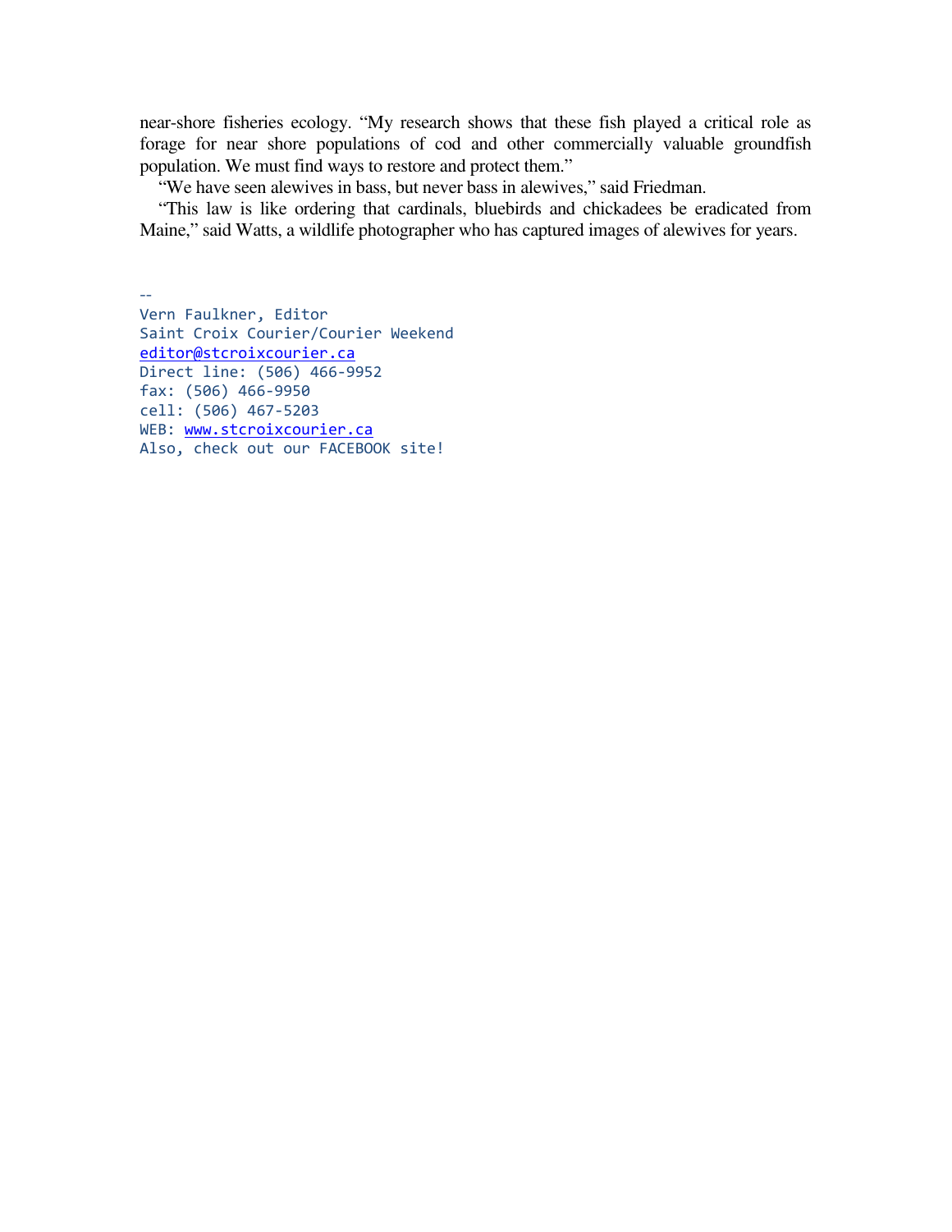near-shore fisheries ecology. "My research shows that these fish played a critical role as forage for near shore populations of cod and other commercially valuable groundfish population. We must find ways to restore and protect them."

"We have seen alewives in bass, but never bass in alewives," said Friedman.

"This law is like ordering that cardinals, bluebirds and chickadees be eradicated from Maine," said Watts, a wildlife photographer who has captured images of alewives for years.

--
Vern Faulkner, Editor
Saint Croix Courier/Courier Weekend
editor@stcroixcourier.ca
Direct line: (506) 466-9952
fax: (506) 466-9950
cell: (506) 467-5203
WEB: www.stcroixcourier.ca
Also, check out our FACEBOOK site!